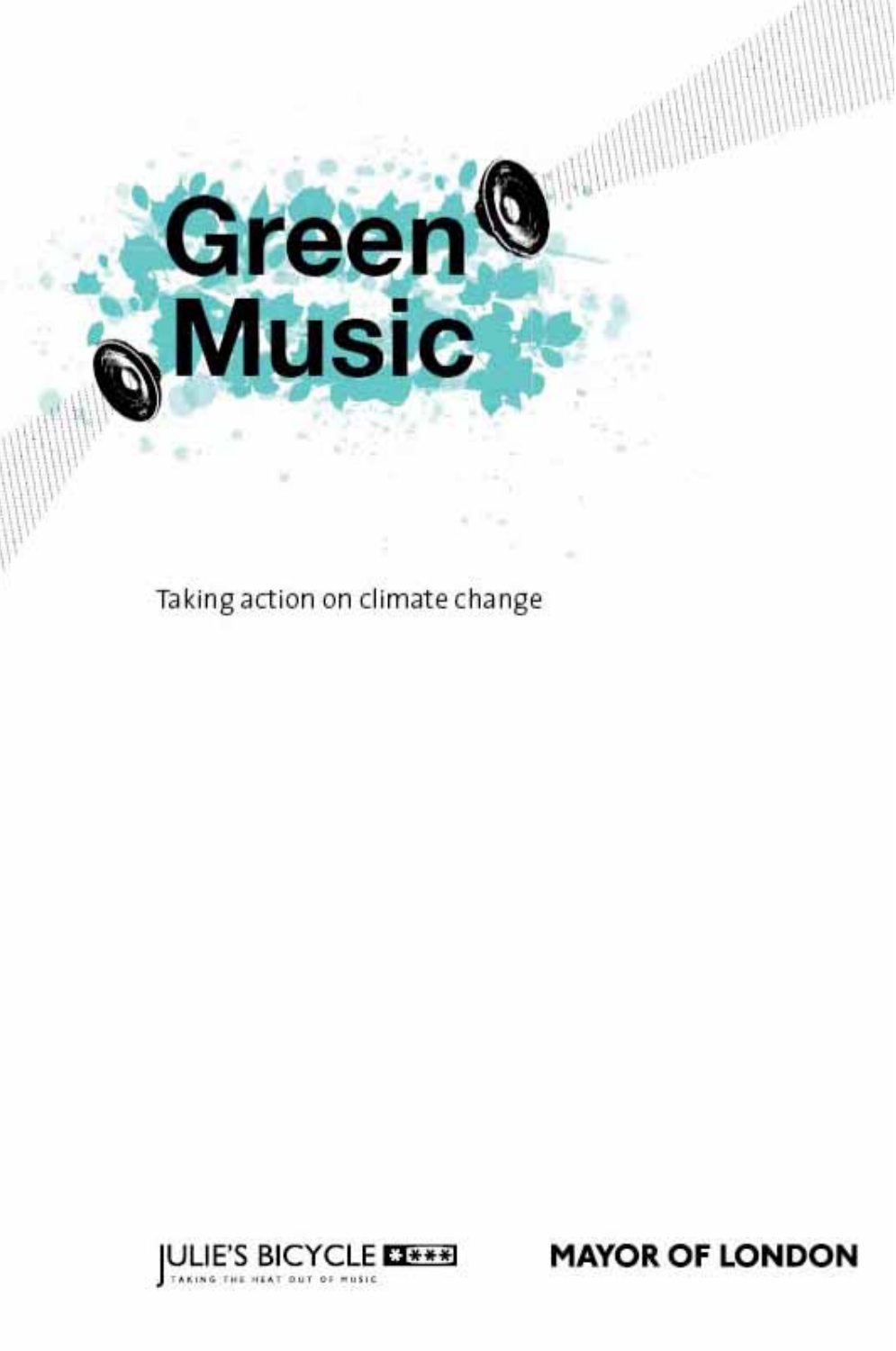# Green Music

Taking action on climate change

JULIE'S BICYCLE
TAKING THE HEAT OUT OF MUSIC

MAYOR OF LONDON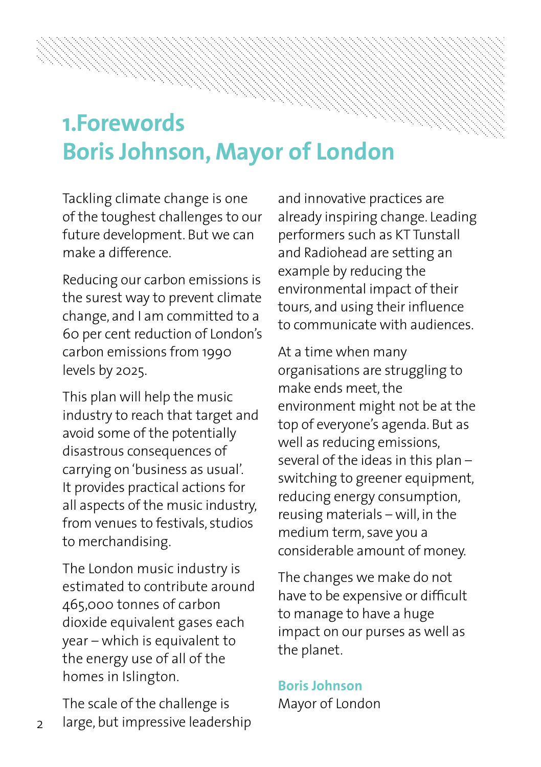# 1.Forewords
## Boris Johnson, Mayor of London

Tackling climate change is one of the toughest challenges to our future development. But we can make a difference.

Reducing our carbon emissions is the surest way to prevent climate change, and I am committed to a 60 per cent reduction of London's carbon emissions from 1990 levels by 2025.

This plan will help the music industry to reach that target and avoid some of the potentially disastrous consequences of carrying on 'business as usual'. It provides practical actions for all aspects of the music industry, from venues to festivals, studios to merchandising.

The London music industry is estimated to contribute around 465,000 tonnes of carbon dioxide equivalent gases each year – which is equivalent to the energy use of all of the homes in Islington.

The scale of the challenge is large, but impressive leadership and innovative practices are already inspiring change. Leading performers such as KT Tunstall and Radiohead are setting an example by reducing the environmental impact of their tours, and using their influence to communicate with audiences.

At a time when many organisations are struggling to make ends meet, the environment might not be at the top of everyone's agenda. But as well as reducing emissions, several of the ideas in this plan – switching to greener equipment, reducing energy consumption, reusing materials – will, in the medium term, save you a considerable amount of money.

The changes we make do not have to be expensive or difficult to manage to have a huge impact on our purses as well as the planet.

**Boris Johnson**
Mayor of London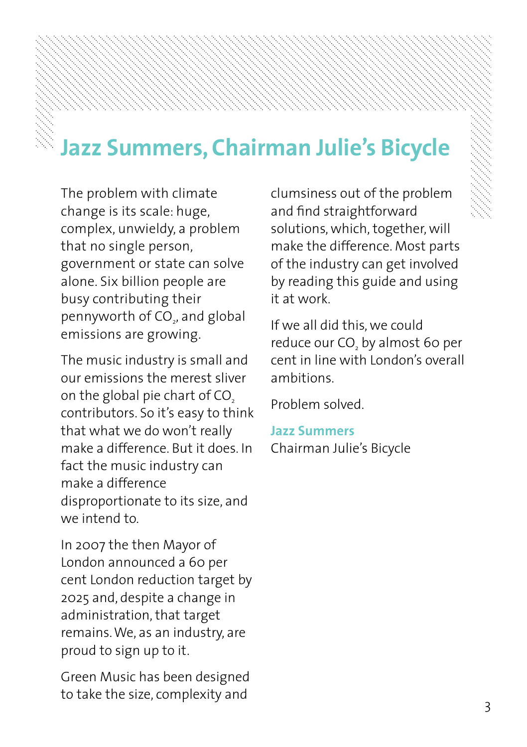# Jazz Summers, Chairman Julie's Bicycle

The problem with climate change is its scale: huge, complex, unwieldy, a problem that no single person, government or state can solve alone. Six billion people are busy contributing their pennyworth of $CO_2$, and global emissions are growing.

The music industry is small and our emissions the merest sliver on the global pie chart of $CO_2$ contributors. So it's easy to think that what we do won't really make a difference. But it does. In fact the music industry can make a difference disproportionate to its size, and we intend to.

In 2007 the then Mayor of London announced a 60 per cent London reduction target by 2025 and, despite a change in administration, that target remains. We, as an industry, are proud to sign up to it.

Green Music has been designed to take the size, complexity and clumsiness out of the problem and find straightforward solutions, which, together, will make the difference. Most parts of the industry can get involved by reading this guide and using it at work.

If we all did this, we could reduce our $CO_2$ by almost 60 per cent in line with London's overall ambitions.

Problem solved.

**Jazz Summers**
Chairman Julie's Bicycle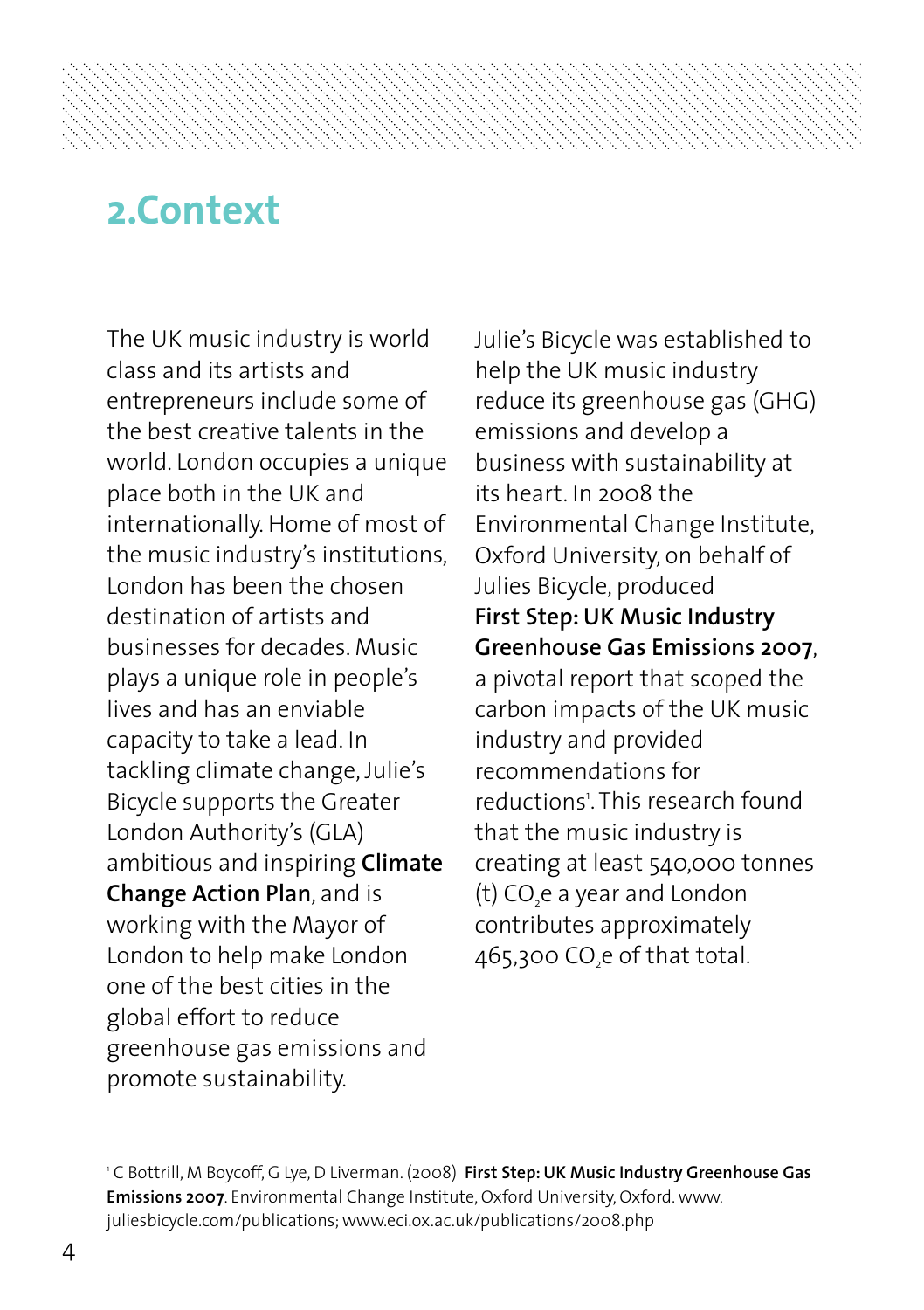# 2.Context

The UK music industry is world class and its artists and entrepreneurs include some of the best creative talents in the world. London occupies a unique place both in the UK and internationally. Home of most of the music industry's institutions, London has been the chosen destination of artists and businesses for decades. Music plays a unique role in people's lives and has an enviable capacity to take a lead. In tackling climate change, Julie's Bicycle supports the Greater London Authority's (GLA) ambitious and inspiring **Climate Change Action Plan**, and is working with the Mayor of London to help make London one of the best cities in the global effort to reduce greenhouse gas emissions and promote sustainability.

Julie's Bicycle was established to help the UK music industry reduce its greenhouse gas (GHG) emissions and develop a business with sustainability at its heart. In 2008 the Environmental Change Institute, Oxford University, on behalf of Julies Bicycle, produced **First Step: UK Music Industry Greenhouse Gas Emissions 2007**, a pivotal report that scoped the carbon impacts of the UK music industry and provided recommendations for reductions[1]. This research found that the music industry is creating at least 540,000 tonnes (t) $CO_2e$ a year and London contributes approximately 465,300 $CO_2e$ of that total.

[1] C Bottrill, M Boycoff, G Lye, D Liverman. (2008) **First Step: UK Music Industry Greenhouse Gas Emissions 2007**. Environmental Change Institute, Oxford University, Oxford. www.juliesbicycle.com/publications; www.eci.ox.ac.uk/publications/2008.php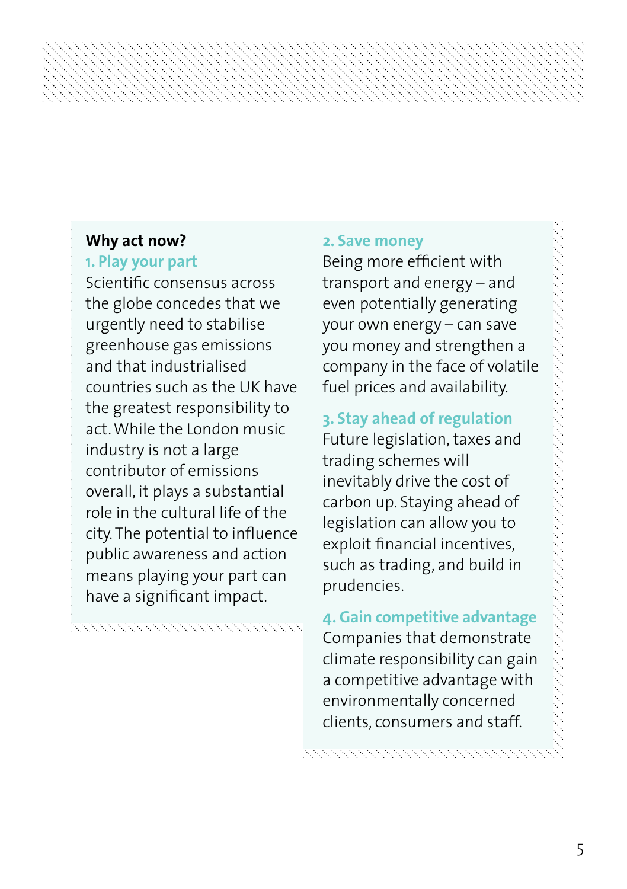## Why act now?

### 1. Play your part

Scientific consensus across the globe concedes that we urgently need to stabilise greenhouse gas emissions and that industrialised countries such as the UK have the greatest responsibility to act. While the London music industry is not a large contributor of emissions overall, it plays a substantial role in the cultural life of the city. The potential to influence public awareness and action means playing your part can have a significant impact.

### 2. Save money

Being more efficient with transport and energy – and even potentially generating your own energy – can save you money and strengthen a company in the face of volatile fuel prices and availability.

### 3. Stay ahead of regulation

Future legislation, taxes and trading schemes will inevitably drive the cost of carbon up. Staying ahead of legislation can allow you to exploit financial incentives, such as trading, and build in prudencies.

### 4. Gain competitive advantage

Companies that demonstrate climate responsibility can gain a competitive advantage with environmentally concerned clients, consumers and staff.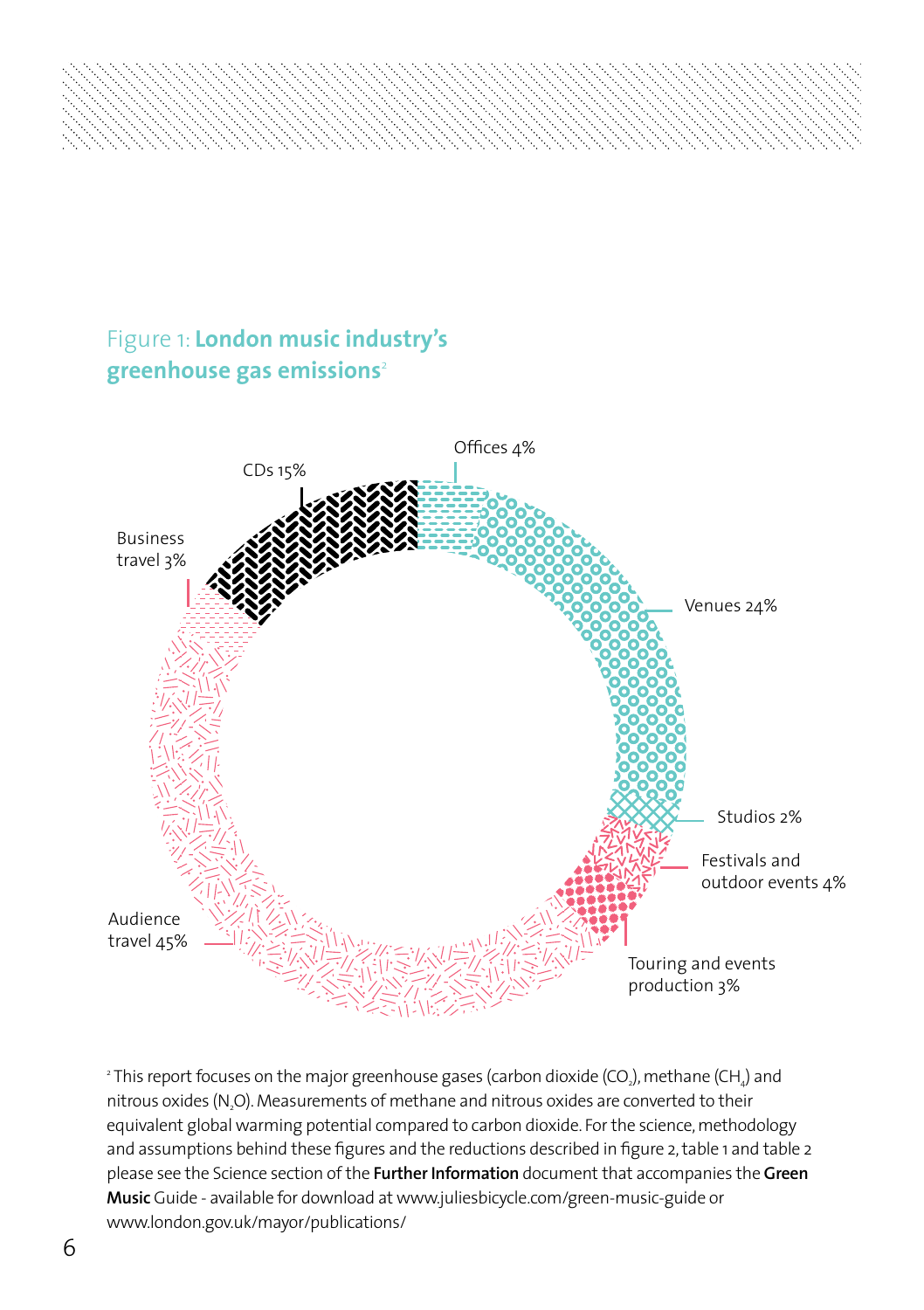Figure 1: **London music industry's greenhouse gas emissions**[2]

Offices 4%

Venues 24%

Studios 2%

Festivals and outdoor events 4%

Touring and events production 3%

Audience travel 45%

Business travel 3%

CDs 15%

[2] This report focuses on the major greenhouse gases (carbon dioxide ($CO_2$), methane ($CH_4$) and nitrous oxides ($N_2O$). Measurements of methane and nitrous oxides are converted to their equivalent global warming potential compared to carbon dioxide. For the science, methodology and assumptions behind these figures and the reductions described in figure 2, table 1 and table 2 please see the Science section of the **Further Information** document that accompanies the **Green Music** Guide - available for download at www.juliesbicycle.com/green-music-guide or www.london.gov.uk/mayor/publications/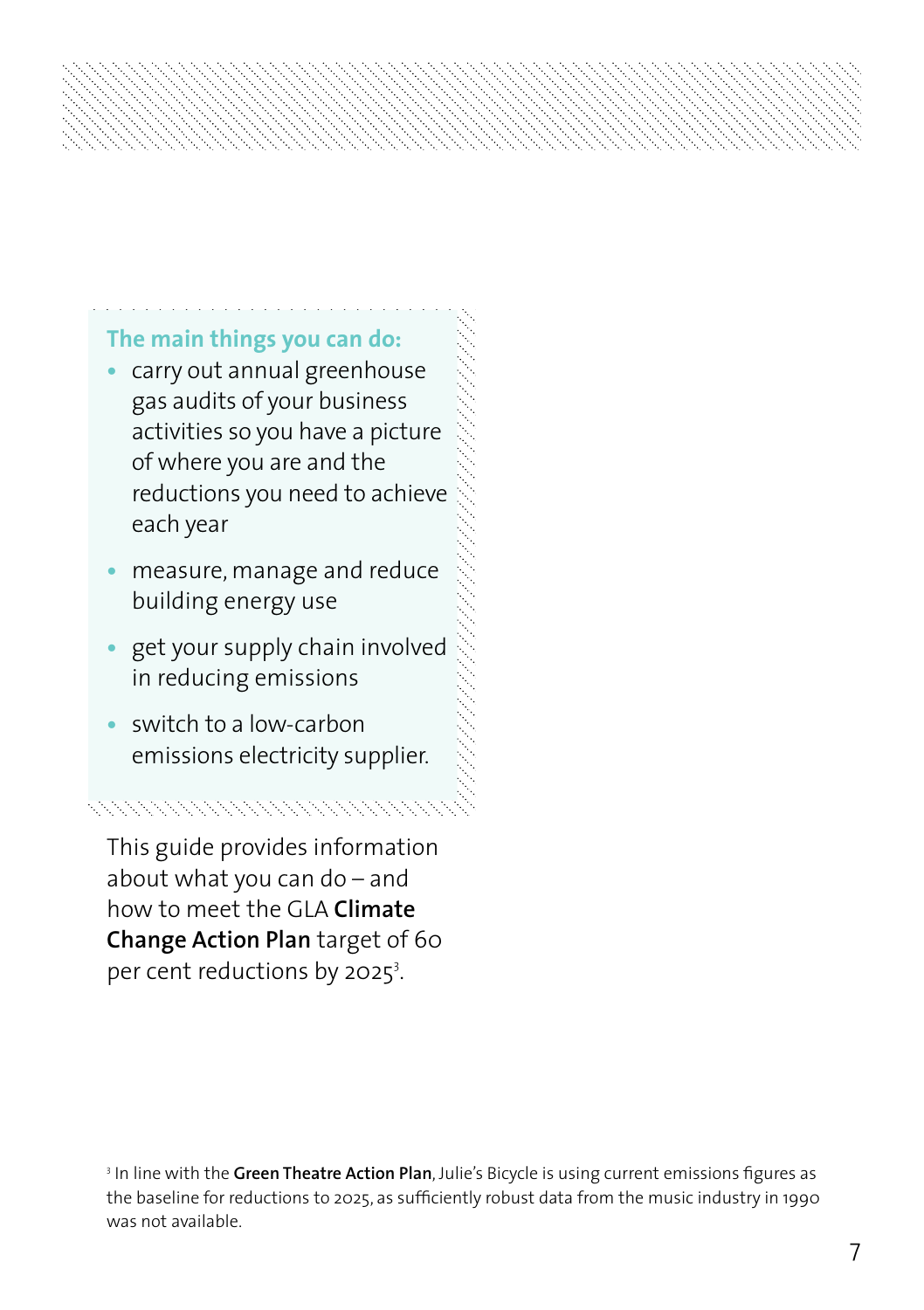**The main things you can do:**

- carry out annual greenhouse gas audits of your business activities so you have a picture of where you are and the reductions you need to achieve each year
- measure, manage and reduce building energy use
- get your supply chain involved in reducing emissions
- switch to a low-carbon emissions electricity supplier.

This guide provides information about what you can do – and how to meet the GLA **Climate Change Action Plan** target of 60 per cent reductions by 2025[3].

[3] In line with the **Green Theatre Action Plan**, Julie's Bicycle is using current emissions figures as the baseline for reductions to 2025, as sufficiently robust data from the music industry in 1990 was not available.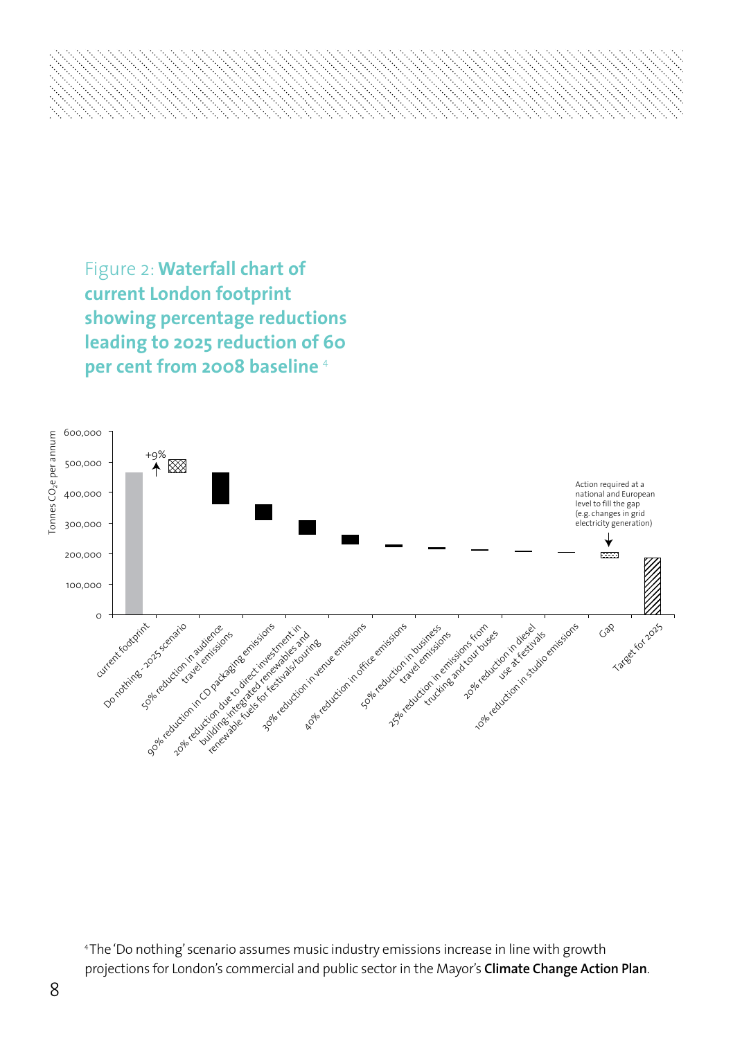Figure 2: **Waterfall chart of current London footprint showing percentage reductions leading to 2025 reduction of 60 per cent from 2008 baseline** [4]

Tonnes $CO_2$e per annum

600,000
500,000
400,000
300,000
200,000
100,000
0

+9%

Action required at a national and European level to fill the gap (e.g. changes in grid electricity generation)

- current footprint
- Do nothing - 2025 scenario
- 50% reduction in audience travel emissions
- 90% reduction in CD packaging emissions
- 20% reduction due to direct investment in building-integrated renewables and renewable fuels for festivals/touring
- 30% reduction in venue emissions
- 40% reduction in office emissions
- 50% reduction in business travel emissions
- 25% reduction in emissions from trucking and tour buses
- 20% reduction in diesel use at festivals
- 10% reduction in studio emissions
- Gap
- Target for 2025

[4] The 'Do nothing' scenario assumes music industry emissions increase in line with growth projections for London's commercial and public sector in the Mayor's **Climate Change Action Plan**.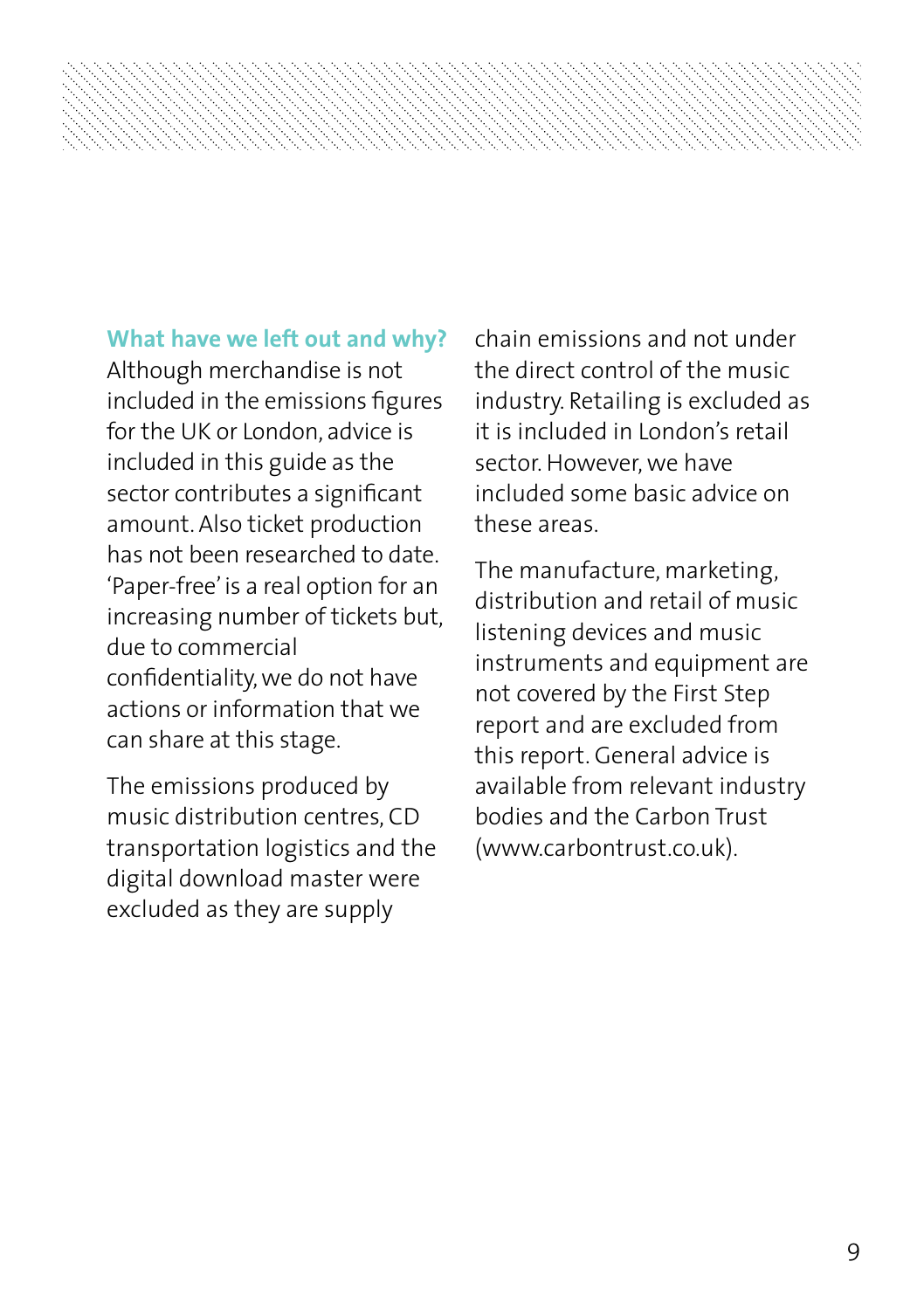### What have we left out and why?

Although merchandise is not included in the emissions figures for the UK or London, advice is included in this guide as the sector contributes a significant amount. Also ticket production has not been researched to date. 'Paper-free' is a real option for an increasing number of tickets but, due to commercial confidentiality, we do not have actions or information that we can share at this stage.

The emissions produced by music distribution centres, CD transportation logistics and the digital download master were excluded as they are supply chain emissions and not under the direct control of the music industry. Retailing is excluded as it is included in London's retail sector. However, we have included some basic advice on these areas.

The manufacture, marketing, distribution and retail of music listening devices and music instruments and equipment are not covered by the First Step report and are excluded from this report. General advice is available from relevant industry bodies and the Carbon Trust (www.carbontrust.co.uk).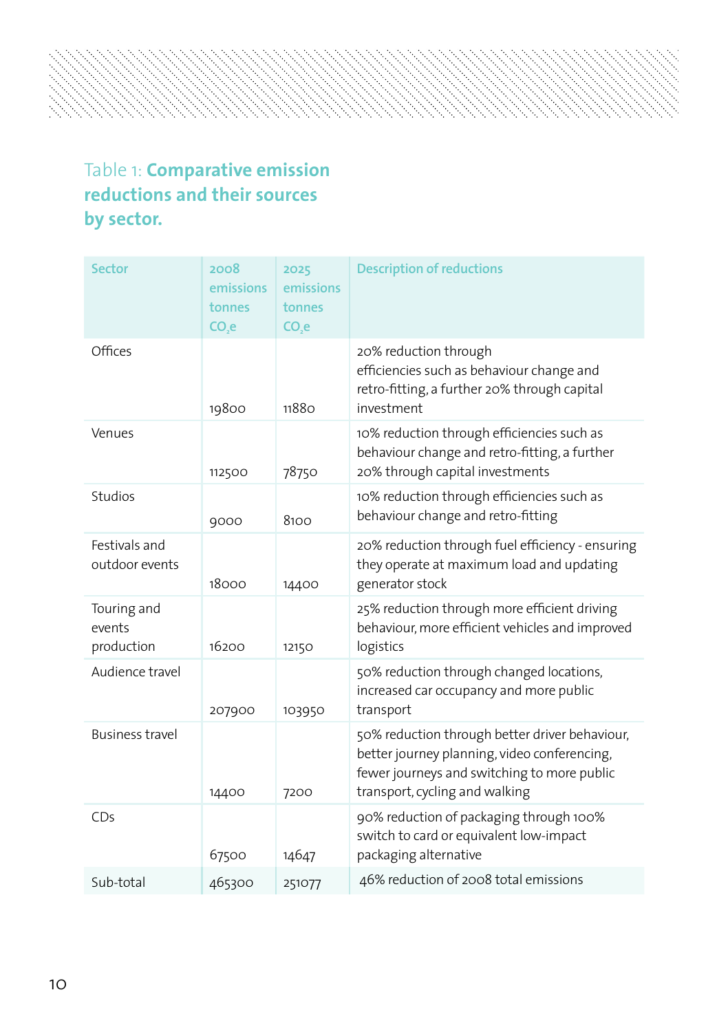Table 1: **Comparative emission reductions and their sources by sector.**

| Sector | 2008 emissions tonnes $CO_2e$ | 2025 emissions tonnes $CO_2e$ | Description of reductions |
|---|---|---|---|
| Offices | 19800 | 11880 | 20% reduction through efficiencies such as behaviour change and retro-fitting, a further 20% through capital investment |
| Venues | 112500 | 78750 | 10% reduction through efficiencies such as behaviour change and retro-fitting, a further 20% through capital investments |
| Studios | 9000 | 8100 | 10% reduction through efficiencies such as behaviour change and retro-fitting |
| Festivals and outdoor events | 18000 | 14400 | 20% reduction through fuel efficiency - ensuring they operate at maximum load and updating generator stock |
| Touring and events production | 16200 | 12150 | 25% reduction through more efficient driving behaviour, more efficient vehicles and improved logistics |
| Audience travel | 207900 | 103950 | 50% reduction through changed locations, increased car occupancy and more public transport |
| Business travel | 14400 | 7200 | 50% reduction through better driver behaviour, better journey planning, video conferencing, fewer journeys and switching to more public transport, cycling and walking |
| CDs | 67500 | 14647 | 90% reduction of packaging through 100% switch to card or equivalent low-impact packaging alternative |
| Sub-total | 465300 | 251077 | 46% reduction of 2008 total emissions |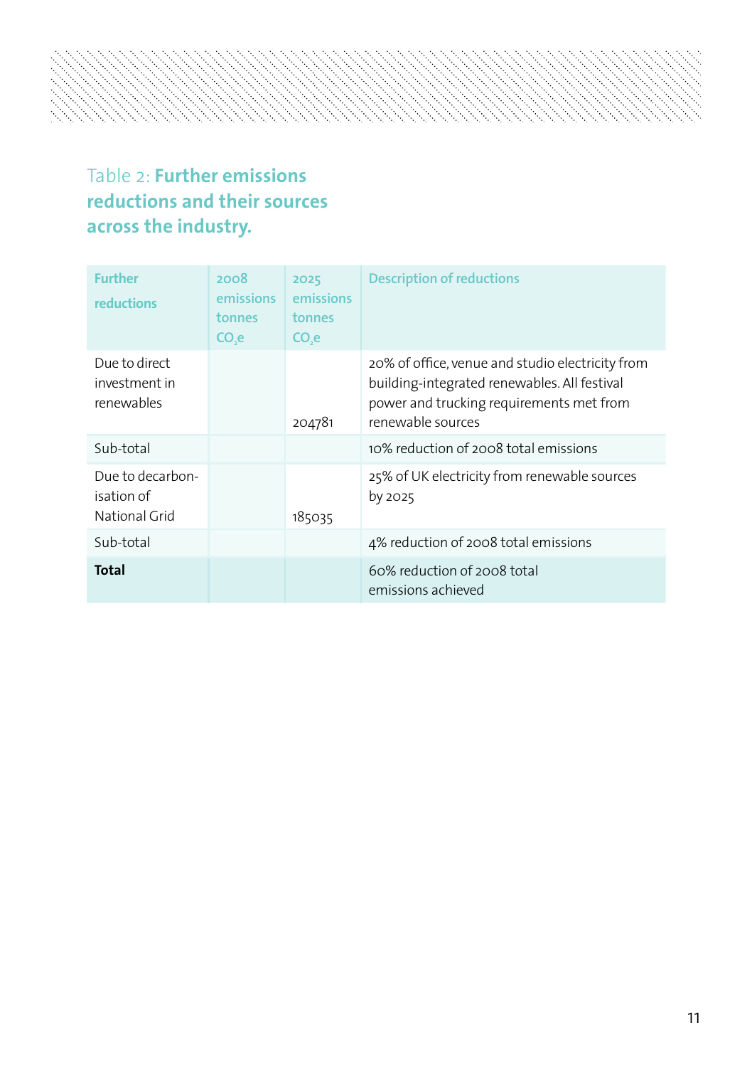Table 2: **Further emissions reductions and their sources across the industry.**

| Further reductions | 2008 emissions tonnes $CO_2e$ | 2025 emissions tonnes $CO_2e$ | Description of reductions |
|---|---|---|---|
| Due to direct investment in renewables | | 204781 | 20% of office, venue and studio electricity from building-integrated renewables. All festival power and trucking requirements met from renewable sources |
| Sub-total | | | 10% reduction of 2008 total emissions |
| Due to decarbon-isation of National Grid | | 185035 | 25% of UK electricity from renewable sources by 2025 |
| Sub-total | | | 4% reduction of 2008 total emissions |
| **Total** | | | 60% reduction of 2008 total emissions achieved |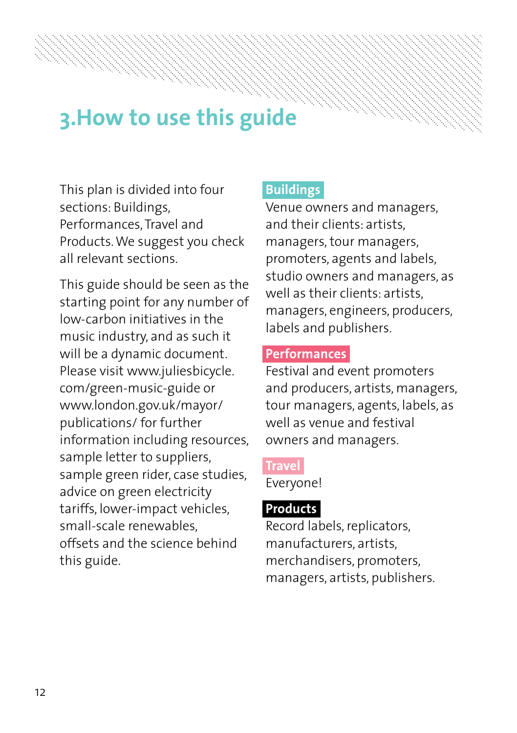# 3.How to use this guide

This plan is divided into four sections: Buildings, Performances, Travel and Products. We suggest you check all relevant sections.

This guide should be seen as the starting point for any number of low-carbon initiatives in the music industry, and as such it will be a dynamic document. Please visit www.juliesbicycle.com/green-music-guide or www.london.gov.uk/mayor/publications/ for further information including resources, sample letter to suppliers, sample green rider, case studies, advice on green electricity tariffs, lower-impact vehicles, small-scale renewables, offsets and the science behind this guide.

**Buildings**
Venue owners and managers, and their clients: artists, managers, tour managers, promoters, agents and labels, studio owners and managers, as well as their clients: artists, managers, engineers, producers, labels and publishers.

**Performances**
Festival and event promoters and producers, artists, managers, tour managers, agents, labels, as well as venue and festival owners and managers.

**Travel**
Everyone!

**Products**
Record labels, replicators, manufacturers, artists, merchandisers, promoters, managers, artists, publishers.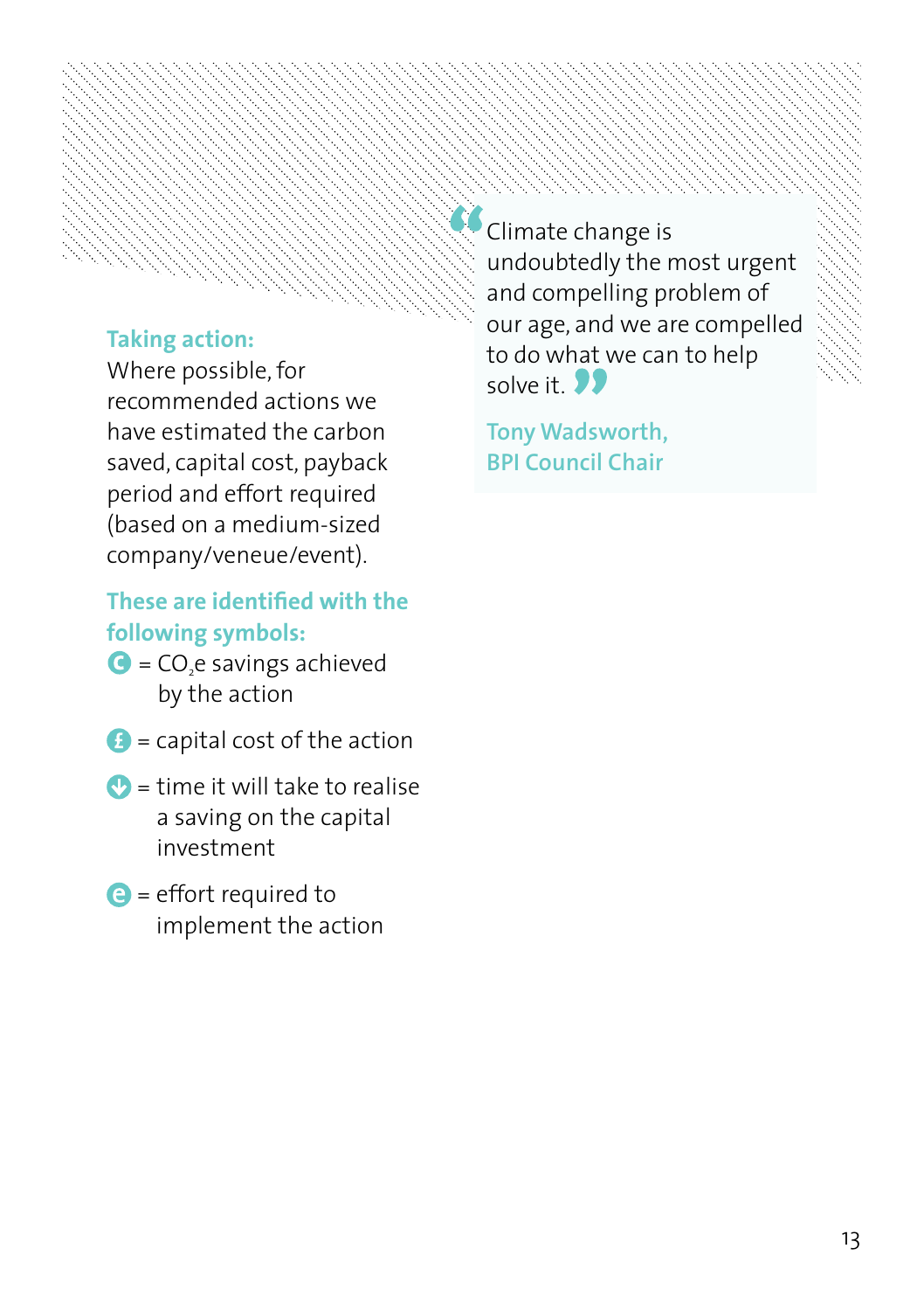**Taking action:**
Where possible, for recommended actions we have estimated the carbon saved, capital cost, payback period and effort required (based on a medium-sized company/veneue/event).

**These are identified with the following symbols:**

- C = $CO_2e$ savings achieved by the action
- £ = capital cost of the action
- ↓ = time it will take to realise a saving on the capital investment
- e = effort required to implement the action

> "Climate change is undoubtedly the most urgent and compelling problem of our age, and we are compelled to do what we can to help solve it."
>
> **Tony Wadsworth, BPI Council Chair**